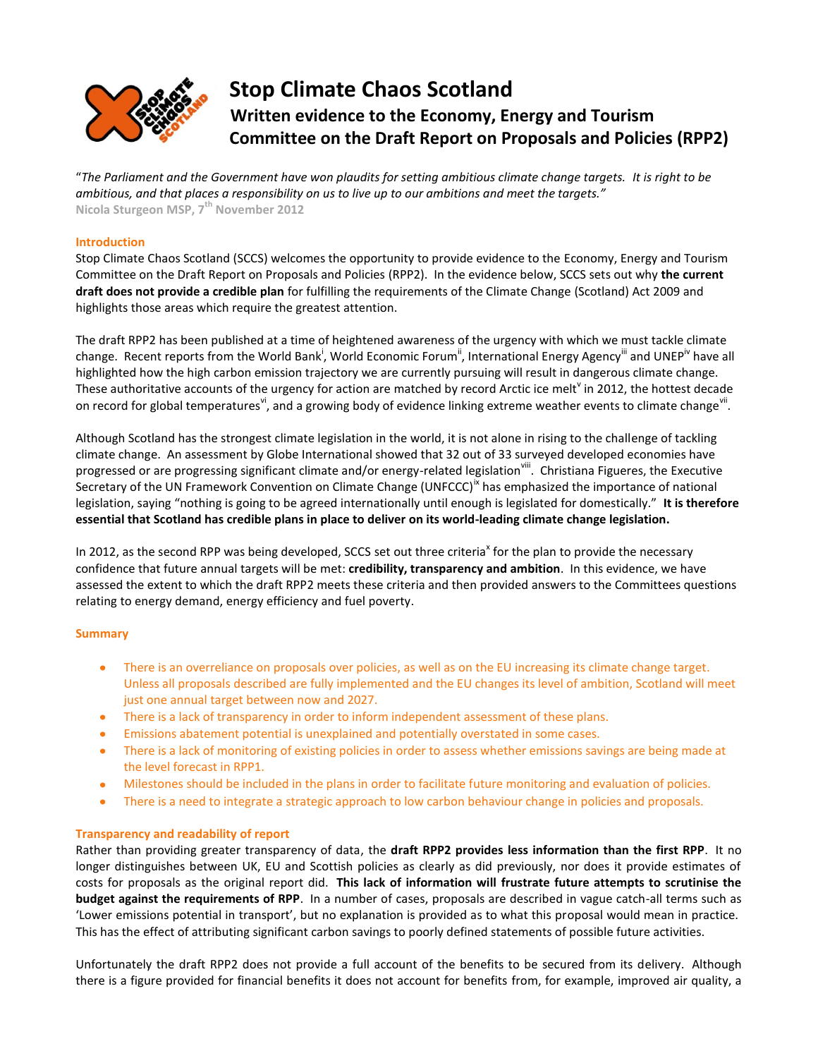# Stop Climate Chaos Scotland

## Written evidence to the Economy, Energy and Tourism Committee on the Draft Report on Proposals and Policies (RPP2)

"*The Parliament and the Government have won plaudits for setting ambitious climate change targets. It is right to be ambitious, and that places a responsibility on us to live up to our ambitions and meet the targets.*"
**Nicola Sturgeon MSP, 7th November 2012**

### Introduction

Stop Climate Chaos Scotland (SCCS) welcomes the opportunity to provide evidence to the Economy, Energy and Tourism Committee on the Draft Report on Proposals and Policies (RPP2). In the evidence below, SCCS sets out why **the current draft does not provide a credible plan** for fulfilling the requirements of the Climate Change (Scotland) Act 2009 and highlights those areas which require the greatest attention.

The draft RPP2 has been published at a time of heightened awareness of the urgency with which we must tackle climate change. Recent reports from the World Bank[i], World Economic Forum[ii], International Energy Agency[iii] and UNEP[iv] have all highlighted how the high carbon emission trajectory we are currently pursuing will result in dangerous climate change. These authoritative accounts of the urgency for action are matched by record Arctic ice melt[v] in 2012, the hottest decade on record for global temperatures[vi], and a growing body of evidence linking extreme weather events to climate change[vii].

Although Scotland has the strongest climate legislation in the world, it is not alone in rising to the challenge of tackling climate change. An assessment by Globe International showed that 32 out of 33 surveyed developed economies have progressed or are progressing significant climate and/or energy-related legislation[viii]. Christiana Figueres, the Executive Secretary of the UN Framework Convention on Climate Change (UNFCCC)[ix] has emphasized the importance of national legislation, saying "nothing is going to be agreed internationally until enough is legislated for domestically." **It is therefore essential that Scotland has credible plans in place to deliver on its world-leading climate change legislation.**

In 2012, as the second RPP was being developed, SCCS set out three criteria[x] for the plan to provide the necessary confidence that future annual targets will be met: **credibility, transparency and ambition**. In this evidence, we have assessed the extent to which the draft RPP2 meets these criteria and then provided answers to the Committees questions relating to energy demand, energy efficiency and fuel poverty.

### Summary

- There is an overreliance on proposals over policies, as well as on the EU increasing its climate change target. Unless all proposals described are fully implemented and the EU changes its level of ambition, Scotland will meet just one annual target between now and 2027.
- There is a lack of transparency in order to inform independent assessment of these plans.
- Emissions abatement potential is unexplained and potentially overstated in some cases.
- There is a lack of monitoring of existing policies in order to assess whether emissions savings are being made at the level forecast in RPP1.
- Milestones should be included in the plans in order to facilitate future monitoring and evaluation of policies.
- There is a need to integrate a strategic approach to low carbon behaviour change in policies and proposals.

### Transparency and readability of report

Rather than providing greater transparency of data, the **draft RPP2 provides less information than the first RPP**. It no longer distinguishes between UK, EU and Scottish policies as clearly as did previously, nor does it provide estimates of costs for proposals as the original report did. **This lack of information will frustrate future attempts to scrutinise the budget against the requirements of RPP**. In a number of cases, proposals are described in vague catch-all terms such as 'Lower emissions potential in transport', but no explanation is provided as to what this proposal would mean in practice. This has the effect of attributing significant carbon savings to poorly defined statements of possible future activities.

Unfortunately the draft RPP2 does not provide a full account of the benefits to be secured from its delivery. Although there is a figure provided for financial benefits it does not account for benefits from, for example, improved air quality, a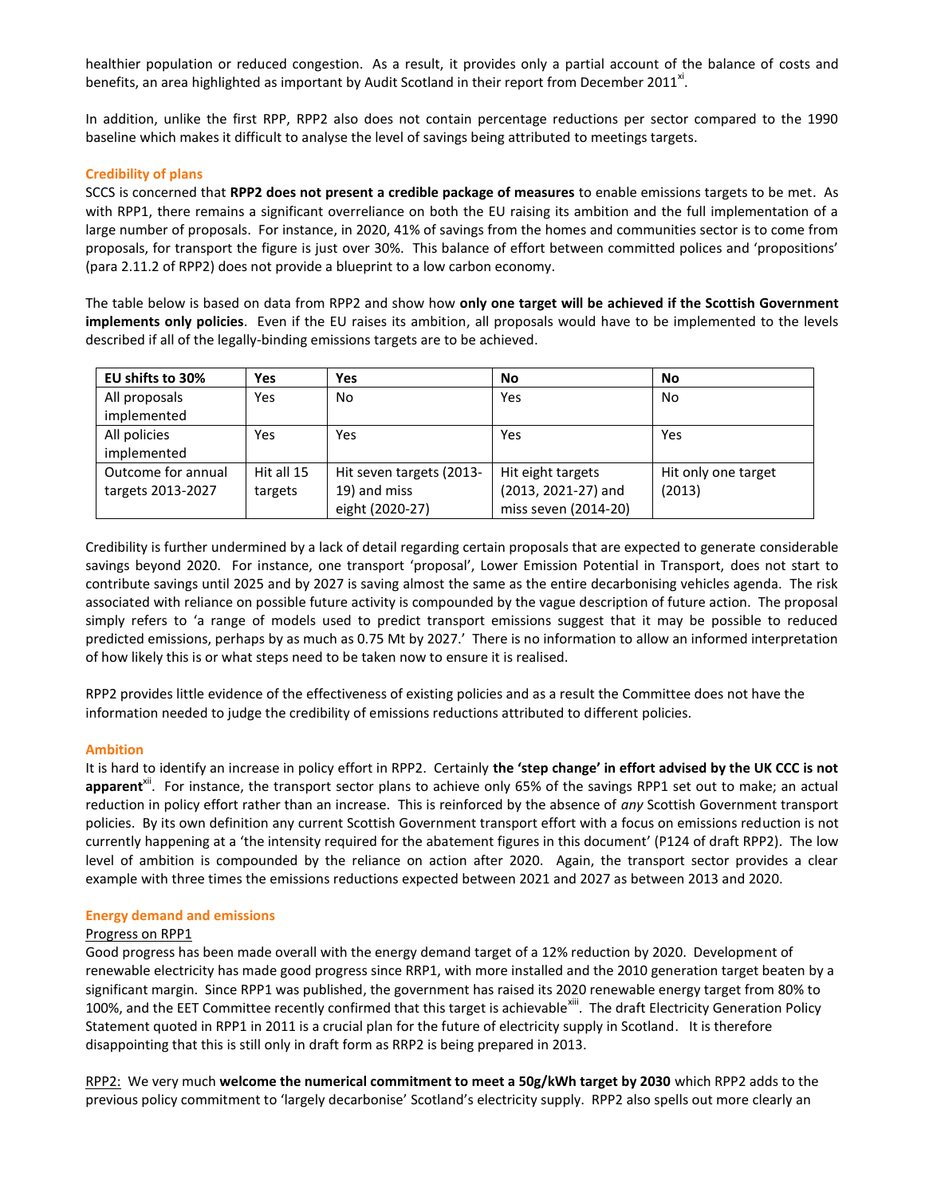healthier population or reduced congestion. As a result, it provides only a partial account of the balance of costs and benefits, an area highlighted as important by Audit Scotland in their report from December 2011[xi].

In addition, unlike the first RPP, RPP2 also does not contain percentage reductions per sector compared to the 1990 baseline which makes it difficult to analyse the level of savings being attributed to meetings targets.

### Credibility of plans

SCCS is concerned that **RPP2 does not present a credible package of measures** to enable emissions targets to be met. As with RPP1, there remains a significant overreliance on both the EU raising its ambition and the full implementation of a large number of proposals. For instance, in 2020, 41% of savings from the homes and communities sector is to come from proposals, for transport the figure is just over 30%. This balance of effort between committed polices and 'propositions' (para 2.11.2 of RPP2) does not provide a blueprint to a low carbon economy.

The table below is based on data from RPP2 and show how **only one target will be achieved if the Scottish Government implements only policies**. Even if the EU raises its ambition, all proposals would have to be implemented to the levels described if all of the legally-binding emissions targets are to be achieved.

| EU shifts to 30% | Yes | Yes | No | No |
|---|---|---|---|---|
| All proposals implemented | Yes | No | Yes | No |
| All policies implemented | Yes | Yes | Yes | Yes |
| Outcome for annual targets 2013-2027 | Hit all 15 targets | Hit seven targets (2013-19) and miss eight (2020-27) | Hit eight targets (2013, 2021-27) and miss seven (2014-20) | Hit only one target (2013) |

Credibility is further undermined by a lack of detail regarding certain proposals that are expected to generate considerable savings beyond 2020. For instance, one transport 'proposal', Lower Emission Potential in Transport, does not start to contribute savings until 2025 and by 2027 is saving almost the same as the entire decarbonising vehicles agenda. The risk associated with reliance on possible future activity is compounded by the vague description of future action. The proposal simply refers to 'a range of models used to predict transport emissions suggest that it may be possible to reduced predicted emissions, perhaps by as much as 0.75 Mt by 2027.' There is no information to allow an informed interpretation of how likely this is or what steps need to be taken now to ensure it is realised.

RPP2 provides little evidence of the effectiveness of existing policies and as a result the Committee does not have the information needed to judge the credibility of emissions reductions attributed to different policies.

### Ambition

It is hard to identify an increase in policy effort in RPP2. Certainly **the 'step change' in effort advised by the UK CCC is not apparent**[xii]. For instance, the transport sector plans to achieve only 65% of the savings RPP1 set out to make; an actual reduction in policy effort rather than an increase. This is reinforced by the absence of *any* Scottish Government transport policies. By its own definition any current Scottish Government transport effort with a focus on emissions reduction is not currently happening at a 'the intensity required for the abatement figures in this document' (P124 of draft RPP2). The low level of ambition is compounded by the reliance on action after 2020. Again, the transport sector provides a clear example with three times the emissions reductions expected between 2021 and 2027 as between 2013 and 2020.

### Energy demand and emissions

#### Progress on RPP1

Good progress has been made overall with the energy demand target of a 12% reduction by 2020. Development of renewable electricity has made good progress since RRP1, with more installed and the 2010 generation target beaten by a significant margin. Since RPP1 was published, the government has raised its 2020 renewable energy target from 80% to 100%, and the EET Committee recently confirmed that this target is achievable[xiii]. The draft Electricity Generation Policy Statement quoted in RPP1 in 2011 is a crucial plan for the future of electricity supply in Scotland. It is therefore disappointing that this is still only in draft form as RRP2 is being prepared in 2013.

RPP2: We very much **welcome the numerical commitment to meet a 50g/kWh target by 2030** which RPP2 adds to the previous policy commitment to 'largely decarbonise' Scotland's electricity supply. RPP2 also spells out more clearly an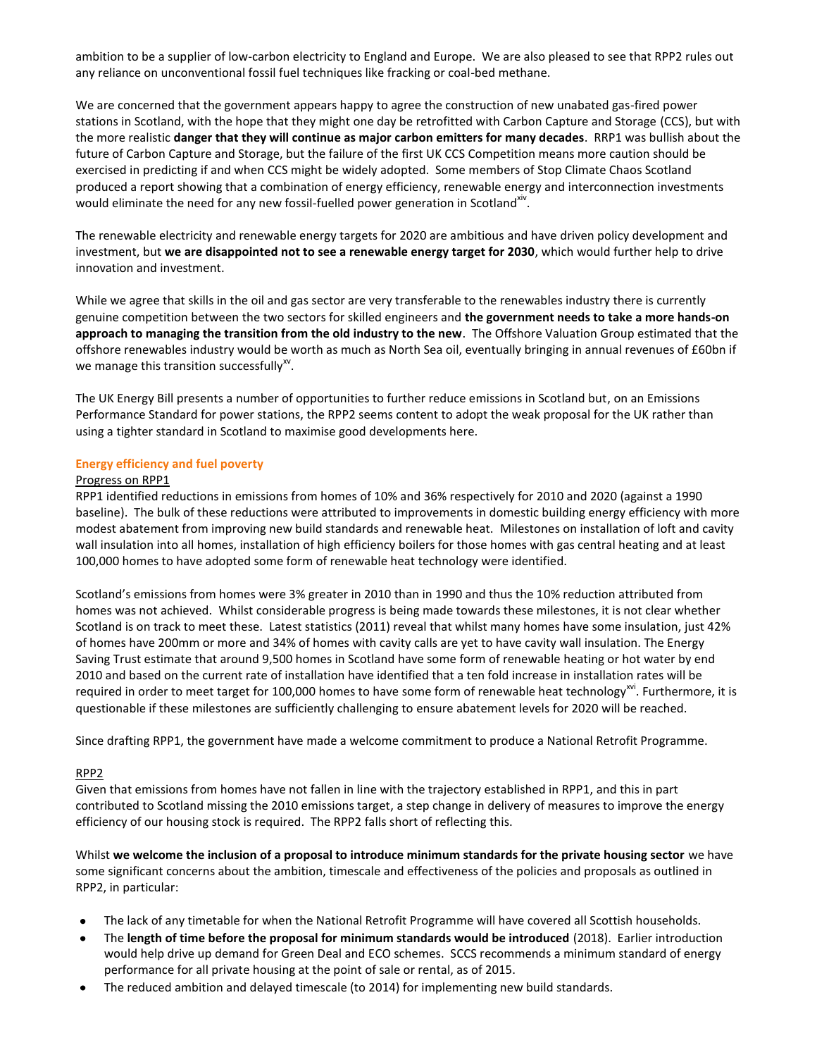ambition to be a supplier of low-carbon electricity to England and Europe. We are also pleased to see that RPP2 rules out any reliance on unconventional fossil fuel techniques like fracking or coal-bed methane.

We are concerned that the government appears happy to agree the construction of new unabated gas-fired power stations in Scotland, with the hope that they might one day be retrofitted with Carbon Capture and Storage (CCS), but with the more realistic **danger that they will continue as major carbon emitters for many decades**. RRP1 was bullish about the future of Carbon Capture and Storage, but the failure of the first UK CCS Competition means more caution should be exercised in predicting if and when CCS might be widely adopted. Some members of Stop Climate Chaos Scotland produced a report showing that a combination of energy efficiency, renewable energy and interconnection investments would eliminate the need for any new fossil-fuelled power generation in Scotland[xiv].

The renewable electricity and renewable energy targets for 2020 are ambitious and have driven policy development and investment, but **we are disappointed not to see a renewable energy target for 2030**, which would further help to drive innovation and investment.

While we agree that skills in the oil and gas sector are very transferable to the renewables industry there is currently genuine competition between the two sectors for skilled engineers and **the government needs to take a more hands-on approach to managing the transition from the old industry to the new**. The Offshore Valuation Group estimated that the offshore renewables industry would be worth as much as North Sea oil, eventually bringing in annual revenues of £60bn if we manage this transition successfully[xv].

The UK Energy Bill presents a number of opportunities to further reduce emissions in Scotland but, on an Emissions Performance Standard for power stations, the RPP2 seems content to adopt the weak proposal for the UK rather than using a tighter standard in Scotland to maximise good developments here.

## Energy efficiency and fuel poverty

### Progress on RPP1

RPP1 identified reductions in emissions from homes of 10% and 36% respectively for 2010 and 2020 (against a 1990 baseline). The bulk of these reductions were attributed to improvements in domestic building energy efficiency with more modest abatement from improving new build standards and renewable heat. Milestones on installation of loft and cavity wall insulation into all homes, installation of high efficiency boilers for those homes with gas central heating and at least 100,000 homes to have adopted some form of renewable heat technology were identified.

Scotland's emissions from homes were 3% greater in 2010 than in 1990 and thus the 10% reduction attributed from homes was not achieved. Whilst considerable progress is being made towards these milestones, it is not clear whether Scotland is on track to meet these. Latest statistics (2011) reveal that whilst many homes have some insulation, just 42% of homes have 200mm or more and 34% of homes with cavity calls are yet to have cavity wall insulation. The Energy Saving Trust estimate that around 9,500 homes in Scotland have some form of renewable heating or hot water by end 2010 and based on the current rate of installation have identified that a ten fold increase in installation rates will be required in order to meet target for 100,000 homes to have some form of renewable heat technology[xvi]. Furthermore, it is questionable if these milestones are sufficiently challenging to ensure abatement levels for 2020 will be reached.

Since drafting RPP1, the government have made a welcome commitment to produce a National Retrofit Programme.

### RPP2

Given that emissions from homes have not fallen in line with the trajectory established in RPP1, and this in part contributed to Scotland missing the 2010 emissions target, a step change in delivery of measures to improve the energy efficiency of our housing stock is required. The RPP2 falls short of reflecting this.

Whilst **we welcome the inclusion of a proposal to introduce minimum standards for the private housing sector** we have some significant concerns about the ambition, timescale and effectiveness of the policies and proposals as outlined in RPP2, in particular:

- The lack of any timetable for when the National Retrofit Programme will have covered all Scottish households.
- The **length of time before the proposal for minimum standards would be introduced** (2018). Earlier introduction would help drive up demand for Green Deal and ECO schemes. SCCS recommends a minimum standard of energy performance for all private housing at the point of sale or rental, as of 2015.
- The reduced ambition and delayed timescale (to 2014) for implementing new build standards.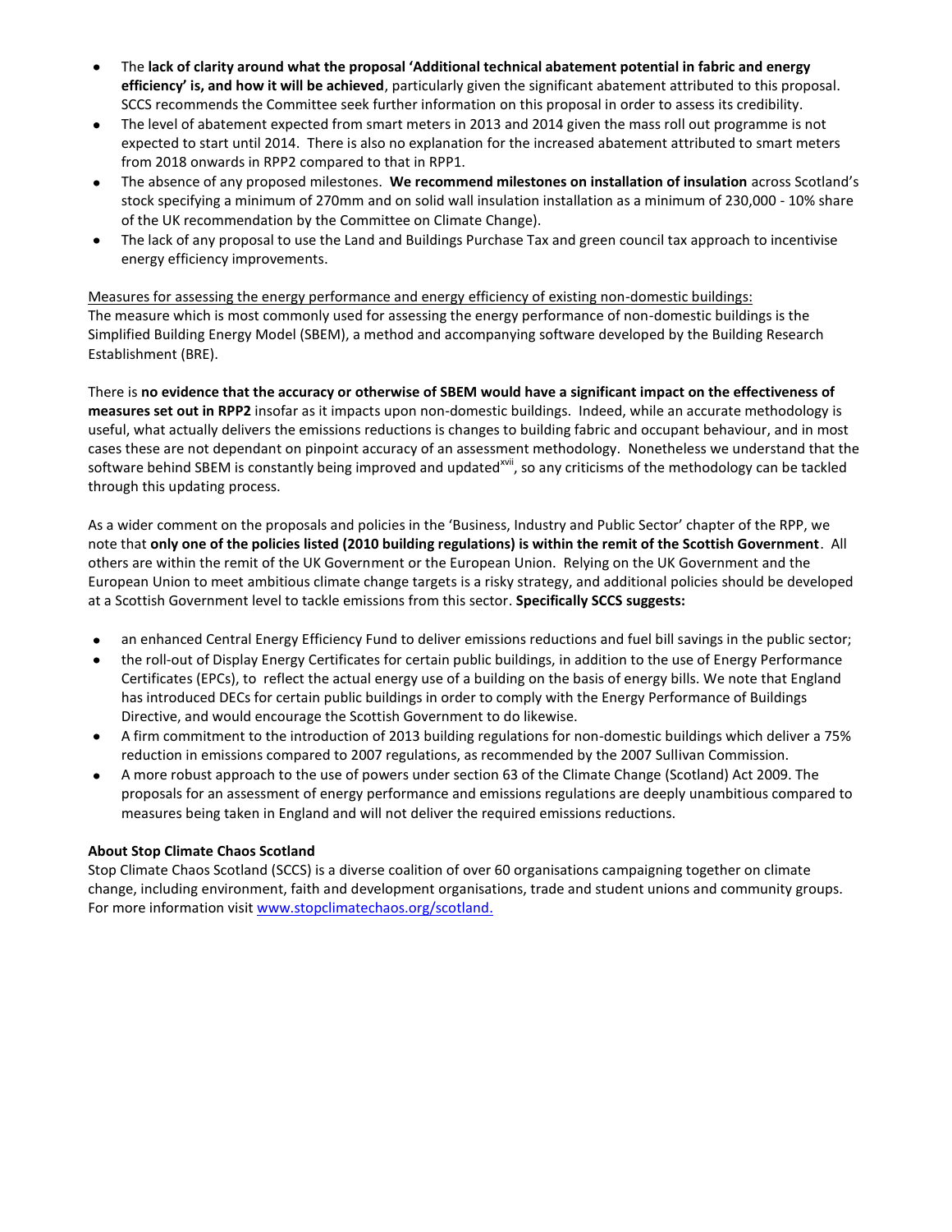- The **lack of clarity around what the proposal 'Additional technical abatement potential in fabric and energy efficiency' is, and how it will be achieved**, particularly given the significant abatement attributed to this proposal. SCCS recommends the Committee seek further information on this proposal in order to assess its credibility.
- The level of abatement expected from smart meters in 2013 and 2014 given the mass roll out programme is not expected to start until 2014. There is also no explanation for the increased abatement attributed to smart meters from 2018 onwards in RPP2 compared to that in RPP1.
- The absence of any proposed milestones. **We recommend milestones on installation of insulation** across Scotland's stock specifying a minimum of 270mm and on solid wall insulation installation as a minimum of 230,000 - 10% share of the UK recommendation by the Committee on Climate Change).
- The lack of any proposal to use the Land and Buildings Purchase Tax and green council tax approach to incentivise energy efficiency improvements.

<u>Measures for assessing the energy performance and energy efficiency of existing non-domestic buildings:</u>
The measure which is most commonly used for assessing the energy performance of non-domestic buildings is the Simplified Building Energy Model (SBEM), a method and accompanying software developed by the Building Research Establishment (BRE).

There is **no evidence that the accuracy or otherwise of SBEM would have a significant impact on the effectiveness of measures set out in RPP2** insofar as it impacts upon non-domestic buildings. Indeed, while an accurate methodology is useful, what actually delivers the emissions reductions is changes to building fabric and occupant behaviour, and in most cases these are not dependant on pinpoint accuracy of an assessment methodology. Nonetheless we understand that the software behind SBEM is constantly being improved and updated[xvii], so any criticisms of the methodology can be tackled through this updating process.

As a wider comment on the proposals and policies in the 'Business, Industry and Public Sector' chapter of the RPP, we note that **only one of the policies listed (2010 building regulations) is within the remit of the Scottish Government**. All others are within the remit of the UK Government or the European Union. Relying on the UK Government and the European Union to meet ambitious climate change targets is a risky strategy, and additional policies should be developed at a Scottish Government level to tackle emissions from this sector. **Specifically SCCS suggests:**

- an enhanced Central Energy Efficiency Fund to deliver emissions reductions and fuel bill savings in the public sector;
- the roll-out of Display Energy Certificates for certain public buildings, in addition to the use of Energy Performance Certificates (EPCs), to reflect the actual energy use of a building on the basis of energy bills. We note that England has introduced DECs for certain public buildings in order to comply with the Energy Performance of Buildings Directive, and would encourage the Scottish Government to do likewise.
- A firm commitment to the introduction of 2013 building regulations for non-domestic buildings which deliver a 75% reduction in emissions compared to 2007 regulations, as recommended by the 2007 Sullivan Commission.
- A more robust approach to the use of powers under section 63 of the Climate Change (Scotland) Act 2009. The proposals for an assessment of energy performance and emissions regulations are deeply unambitious compared to measures being taken in England and will not deliver the required emissions reductions.

**About Stop Climate Chaos Scotland**
Stop Climate Chaos Scotland (SCCS) is a diverse coalition of over 60 organisations campaigning together on climate change, including environment, faith and development organisations, trade and student unions and community groups. For more information visit www.stopclimatechaos.org/scotland.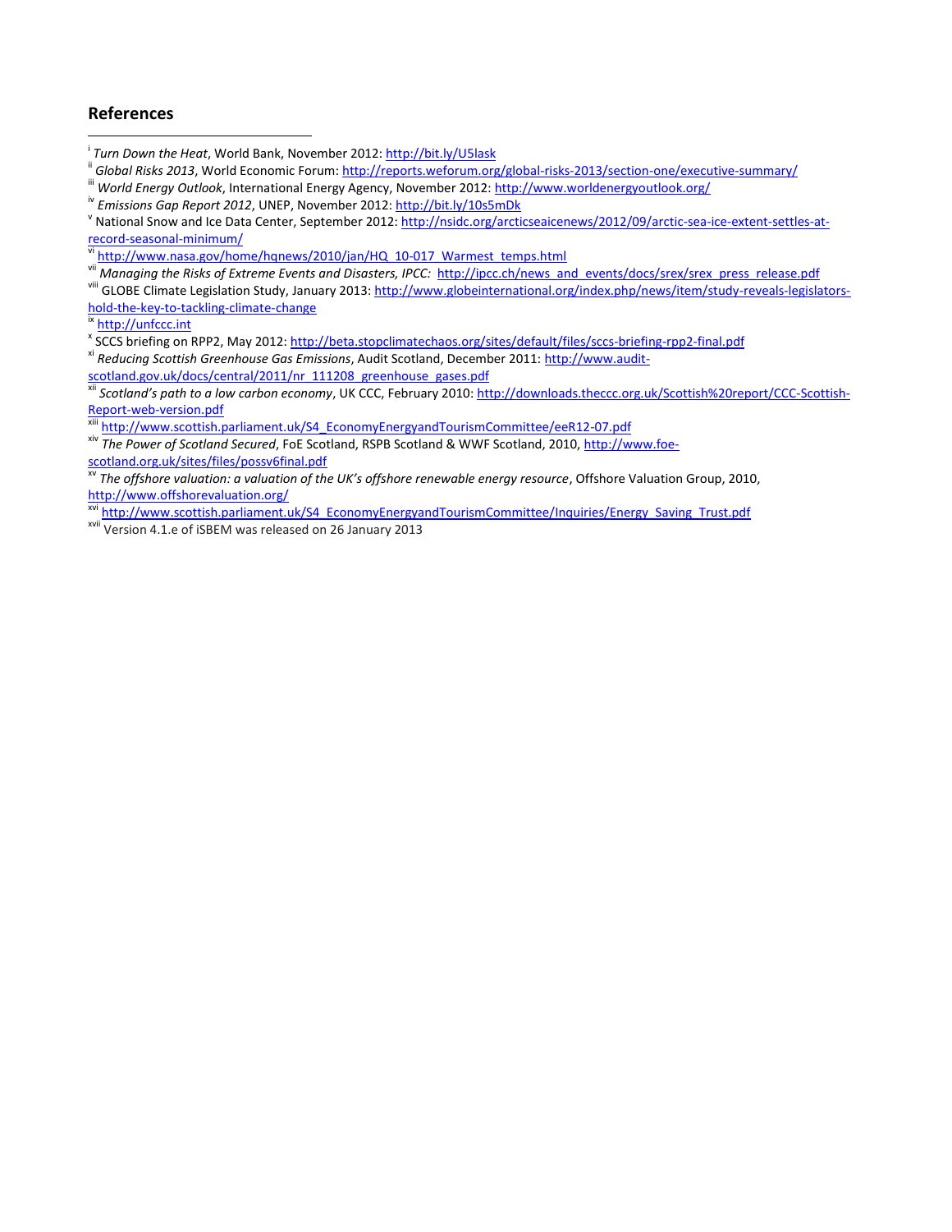## References

[i] *Turn Down the Heat*, World Bank, November 2012: http://bit.ly/U5lask

[ii] *Global Risks 2013*, World Economic Forum: http://reports.weforum.org/global-risks-2013/section-one/executive-summary/

[iii] *World Energy Outlook*, International Energy Agency, November 2012: http://www.worldenergyoutlook.org/

[iv] *Emissions Gap Report 2012*, UNEP, November 2012: http://bit.ly/10s5mDk

[v] National Snow and Ice Data Center, September 2012: http://nsidc.org/arcticseaicenews/2012/09/arctic-sea-ice-extent-settles-at-record-seasonal-minimum/

[vi] http://www.nasa.gov/home/hqnews/2010/jan/HQ_10-017_Warmest_temps.html

[vii] *Managing the Risks of Extreme Events and Disasters, IPCC:* http://ipcc.ch/news_and_events/docs/srex/srex_press_release.pdf

[viii] GLOBE Climate Legislation Study, January 2013: http://www.globeinternational.org/index.php/news/item/study-reveals-legislators-hold-the-key-to-tackling-climate-change

[ix] http://unfccc.int

[x] SCCS briefing on RPP2, May 2012: http://beta.stopclimatechaos.org/sites/default/files/sccs-briefing-rpp2-final.pdf

[xi] *Reducing Scottish Greenhouse Gas Emissions*, Audit Scotland, December 2011: http://www.audit-scotland.gov.uk/docs/central/2011/nr_111208_greenhouse_gases.pdf

[xii] *Scotland's path to a low carbon economy*, UK CCC, February 2010: http://downloads.theccc.org.uk/Scottish%20report/CCC-Scottish-Report-web-version.pdf

[xiii] http://www.scottish.parliament.uk/S4_EconomyEnergyandTourismCommittee/eeR12-07.pdf

[xiv] *The Power of Scotland Secured*, FoE Scotland, RSPB Scotland & WWF Scotland, 2010, http://www.foe-scotland.org.uk/sites/files/possv6final.pdf

[xv] *The offshore valuation: a valuation of the UK's offshore renewable energy resource*, Offshore Valuation Group, 2010, http://www.offshorevaluation.org/

[xvi] http://www.scottish.parliament.uk/S4_EconomyEnergyandTourismCommittee/Inquiries/Energy_Saving_Trust.pdf

[xvii] Version 4.1.e of iSBEM was released on 26 January 2013